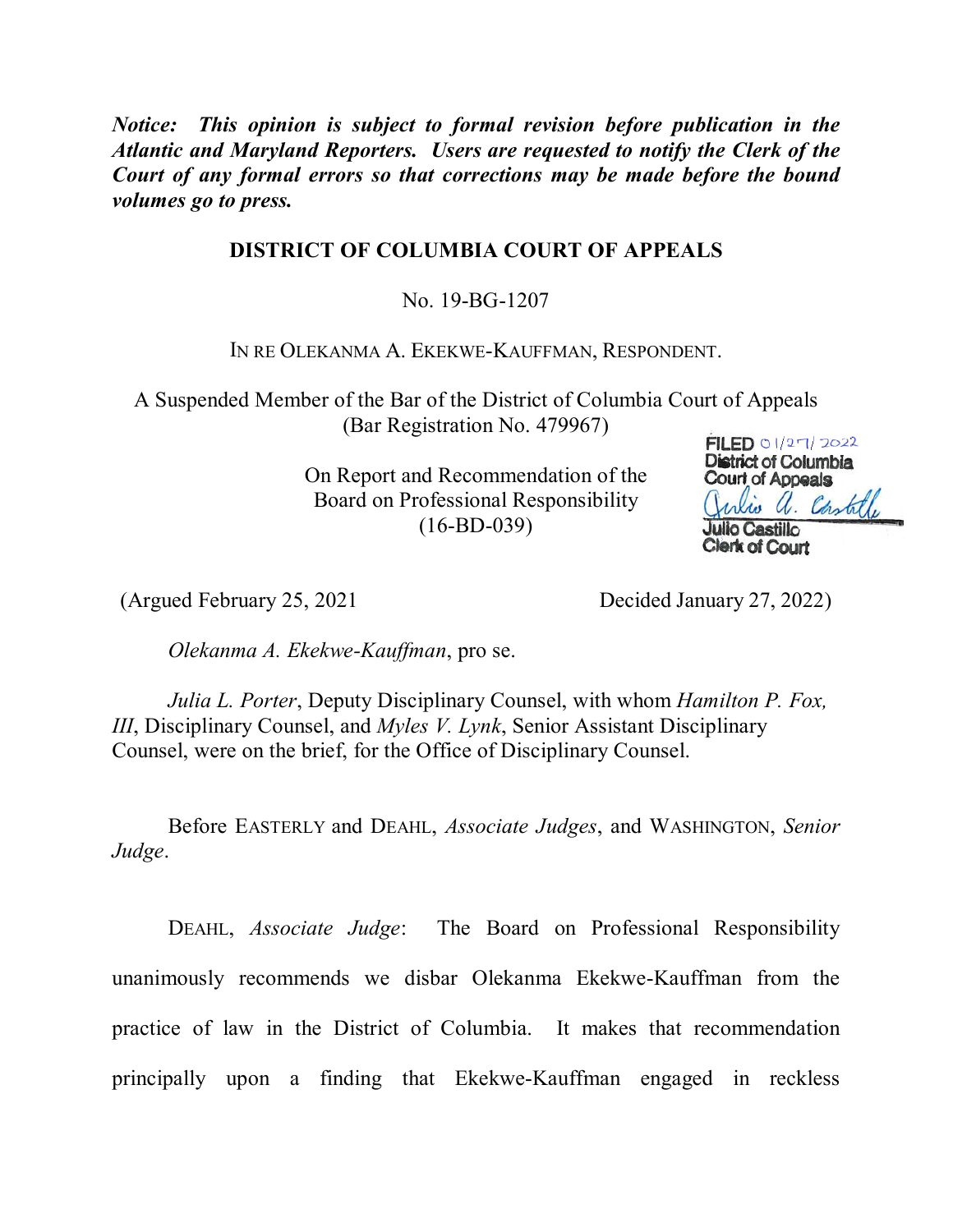*Notice: This opinion is subject to formal revision before publication in the Atlantic and Maryland Reporters. Users are requested to notify the Clerk of the Court of any formal errors so that corrections may be made before the bound volumes go to press.*

**DISTRICT OF COLUMBIA COURT OF APPEALS**

No. 19-BG-1207

IN RE OLEKANMA A. EKEKWE-KAUFFMAN, RESPONDENT.

A Suspended Member of the Bar of the District of Columbia Court of Appeals
(Bar Registration No. 479967)

On Report and Recommendation of the
Board on Professional Responsibility
(16-BD-039)

FILED 01/27/2022
District of Columbia
Court of Appeals
Julio A. Castillo
Julio Castillo
Clerk of Court

(Argued February 25, 2021 Decided January 27, 2022)

*Olekanma A. Ekekwe-Kauffman*, pro se.

*Julia L. Porter*, Deputy Disciplinary Counsel, with whom *Hamilton P. Fox, III*, Disciplinary Counsel, and *Myles V. Lynk*, Senior Assistant Disciplinary Counsel, were on the brief, for the Office of Disciplinary Counsel.

Before EASTERLY and DEAHL, *Associate Judges*, and WASHINGTON, *Senior Judge*.

DEAHL, *Associate Judge*: The Board on Professional Responsibility unanimously recommends we disbar Olekanma Ekekwe-Kauffman from the practice of law in the District of Columbia. It makes that recommendation principally upon a finding that Ekekwe-Kauffman engaged in reckless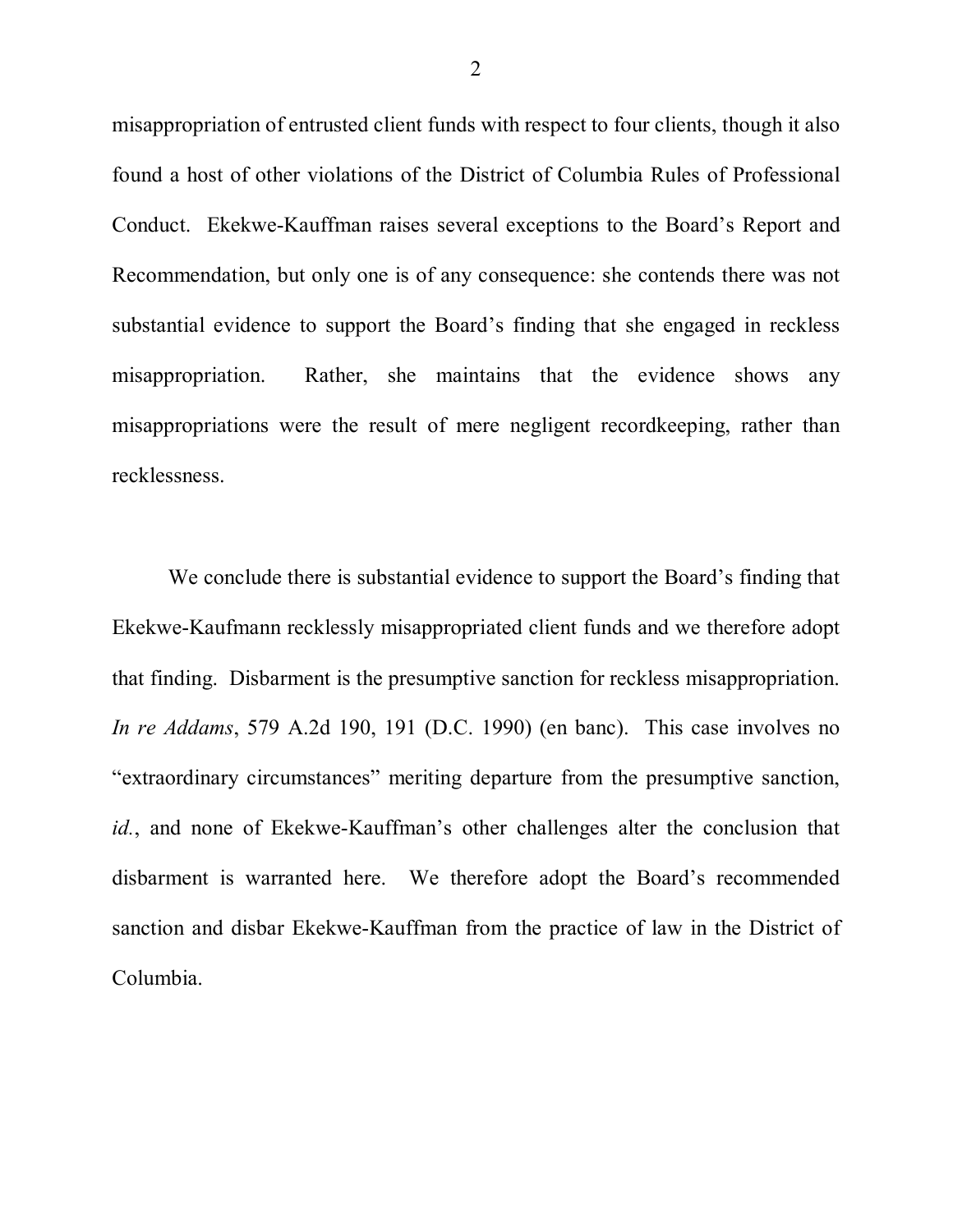misappropriation of entrusted client funds with respect to four clients, though it also found a host of other violations of the District of Columbia Rules of Professional Conduct. Ekekwe-Kauffman raises several exceptions to the Board's Report and Recommendation, but only one is of any consequence: she contends there was not substantial evidence to support the Board's finding that she engaged in reckless misappropriation. Rather, she maintains that the evidence shows any misappropriations were the result of mere negligent recordkeeping, rather than recklessness.

We conclude there is substantial evidence to support the Board's finding that Ekekwe-Kaufmann recklessly misappropriated client funds and we therefore adopt that finding. Disbarment is the presumptive sanction for reckless misappropriation. *In re Addams*, 579 A.2d 190, 191 (D.C. 1990) (en banc). This case involves no "extraordinary circumstances" meriting departure from the presumptive sanction, *id.*, and none of Ekekwe-Kauffman's other challenges alter the conclusion that disbarment is warranted here. We therefore adopt the Board's recommended sanction and disbar Ekekwe-Kauffman from the practice of law in the District of Columbia.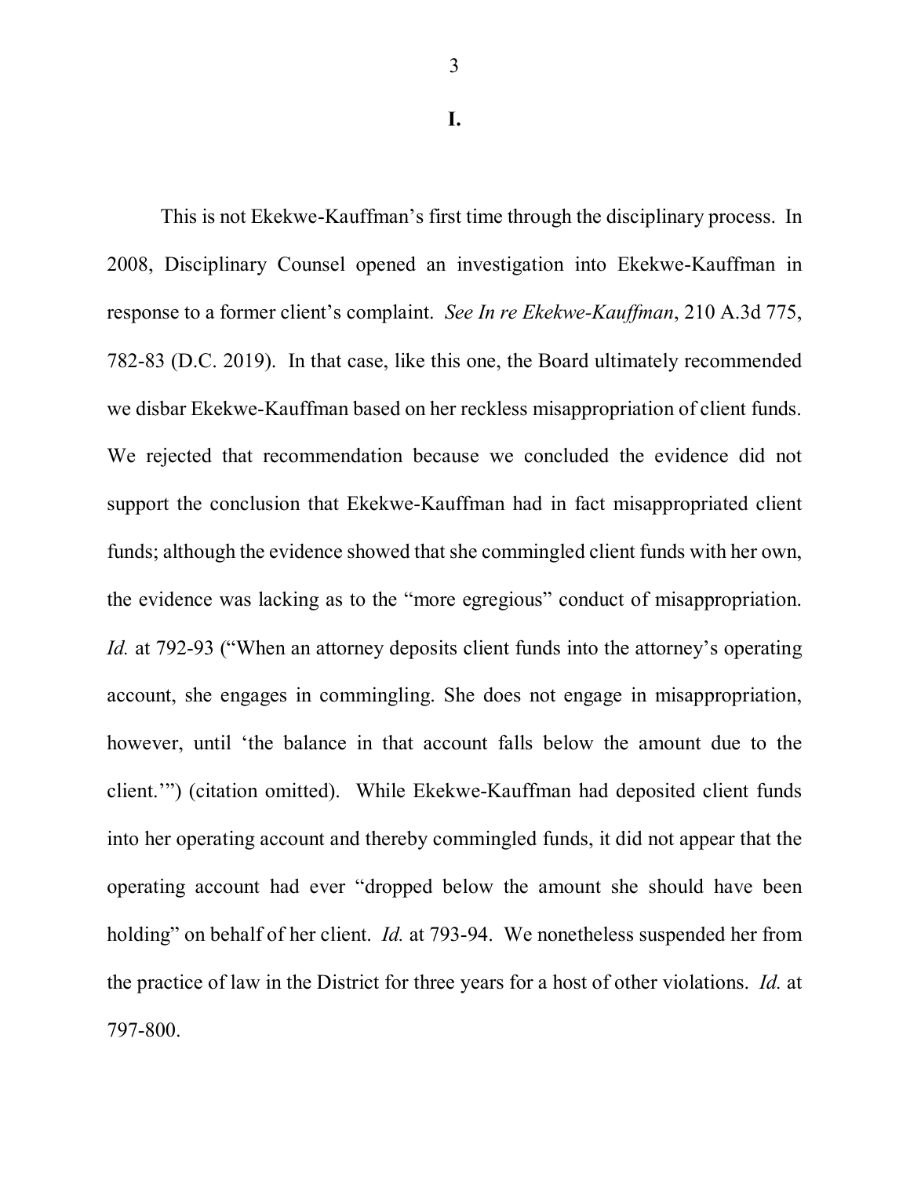## I.

This is not Ekekwe-Kauffman's first time through the disciplinary process. In 2008, Disciplinary Counsel opened an investigation into Ekekwe-Kauffman in response to a former client's complaint. *See In re Ekekwe-Kauffman*, 210 A.3d 775, 782-83 (D.C. 2019). In that case, like this one, the Board ultimately recommended we disbar Ekekwe-Kauffman based on her reckless misappropriation of client funds. We rejected that recommendation because we concluded the evidence did not support the conclusion that Ekekwe-Kauffman had in fact misappropriated client funds; although the evidence showed that she commingled client funds with her own, the evidence was lacking as to the "more egregious" conduct of misappropriation. *Id.* at 792-93 ("When an attorney deposits client funds into the attorney's operating account, she engages in commingling. She does not engage in misappropriation, however, until 'the balance in that account falls below the amount due to the client.'") (citation omitted). While Ekekwe-Kauffman had deposited client funds into her operating account and thereby commingled funds, it did not appear that the operating account had ever "dropped below the amount she should have been holding" on behalf of her client. *Id.* at 793-94. We nonetheless suspended her from the practice of law in the District for three years for a host of other violations. *Id.* at 797-800.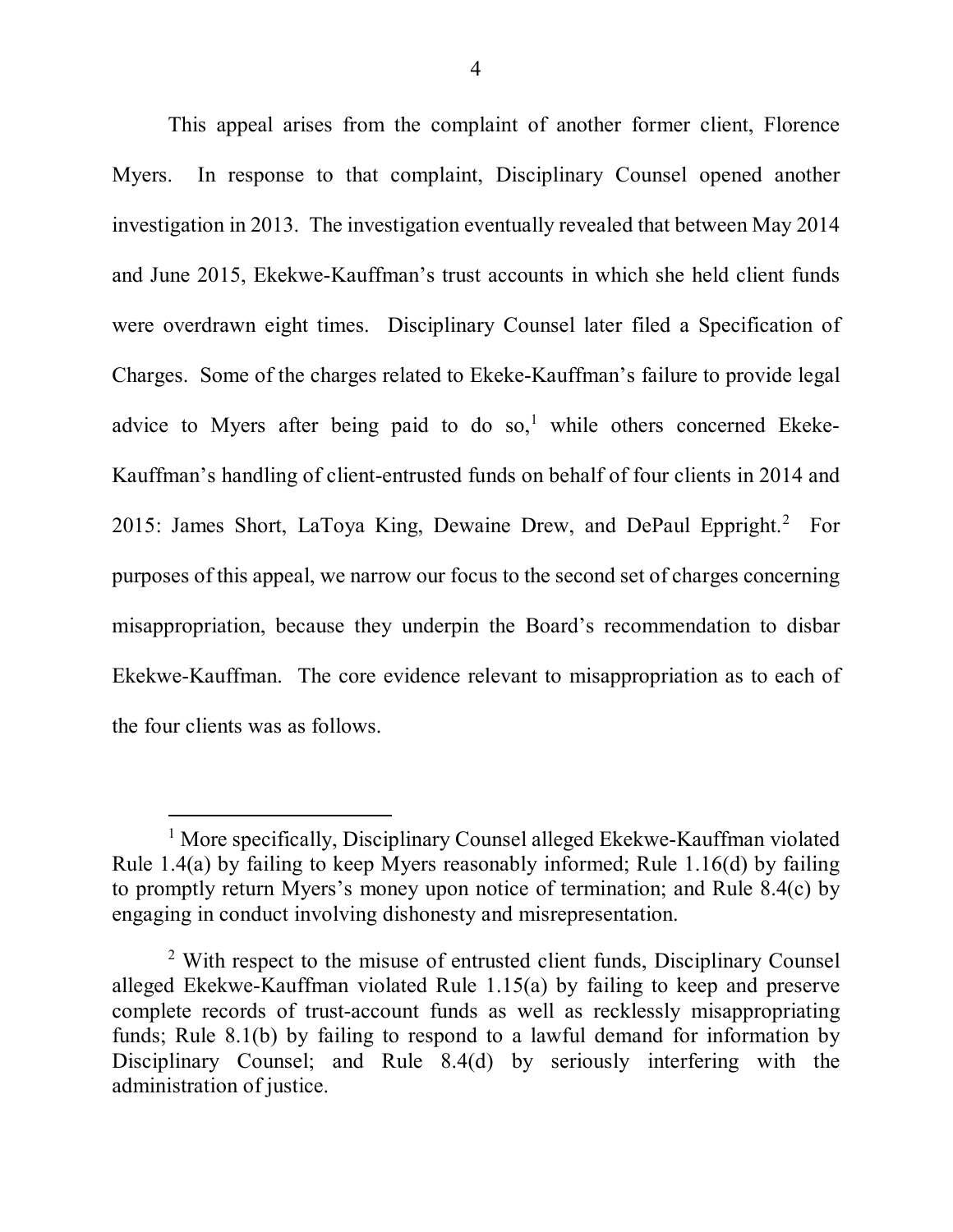This appeal arises from the complaint of another former client, Florence Myers. In response to that complaint, Disciplinary Counsel opened another investigation in 2013. The investigation eventually revealed that between May 2014 and June 2015, Ekekwe-Kauffman's trust accounts in which she held client funds were overdrawn eight times. Disciplinary Counsel later filed a Specification of Charges. Some of the charges related to Ekeke-Kauffman's failure to provide legal advice to Myers after being paid to do so,[1] while others concerned Ekeke-Kauffman's handling of client-entrusted funds on behalf of four clients in 2014 and 2015: James Short, LaToya King, Dewaine Drew, and DePaul Eppright.[2] For purposes of this appeal, we narrow our focus to the second set of charges concerning misappropriation, because they underpin the Board's recommendation to disbar Ekekwe-Kauffman. The core evidence relevant to misappropriation as to each of the four clients was as follows.

---

[1] More specifically, Disciplinary Counsel alleged Ekekwe-Kauffman violated Rule 1.4(a) by failing to keep Myers reasonably informed; Rule 1.16(d) by failing to promptly return Myers's money upon notice of termination; and Rule 8.4(c) by engaging in conduct involving dishonesty and misrepresentation.

[2] With respect to the misuse of entrusted client funds, Disciplinary Counsel alleged Ekekwe-Kauffman violated Rule 1.15(a) by failing to keep and preserve complete records of trust-account funds as well as recklessly misappropriating funds; Rule 8.1(b) by failing to respond to a lawful demand for information by Disciplinary Counsel; and Rule 8.4(d) by seriously interfering with the administration of justice.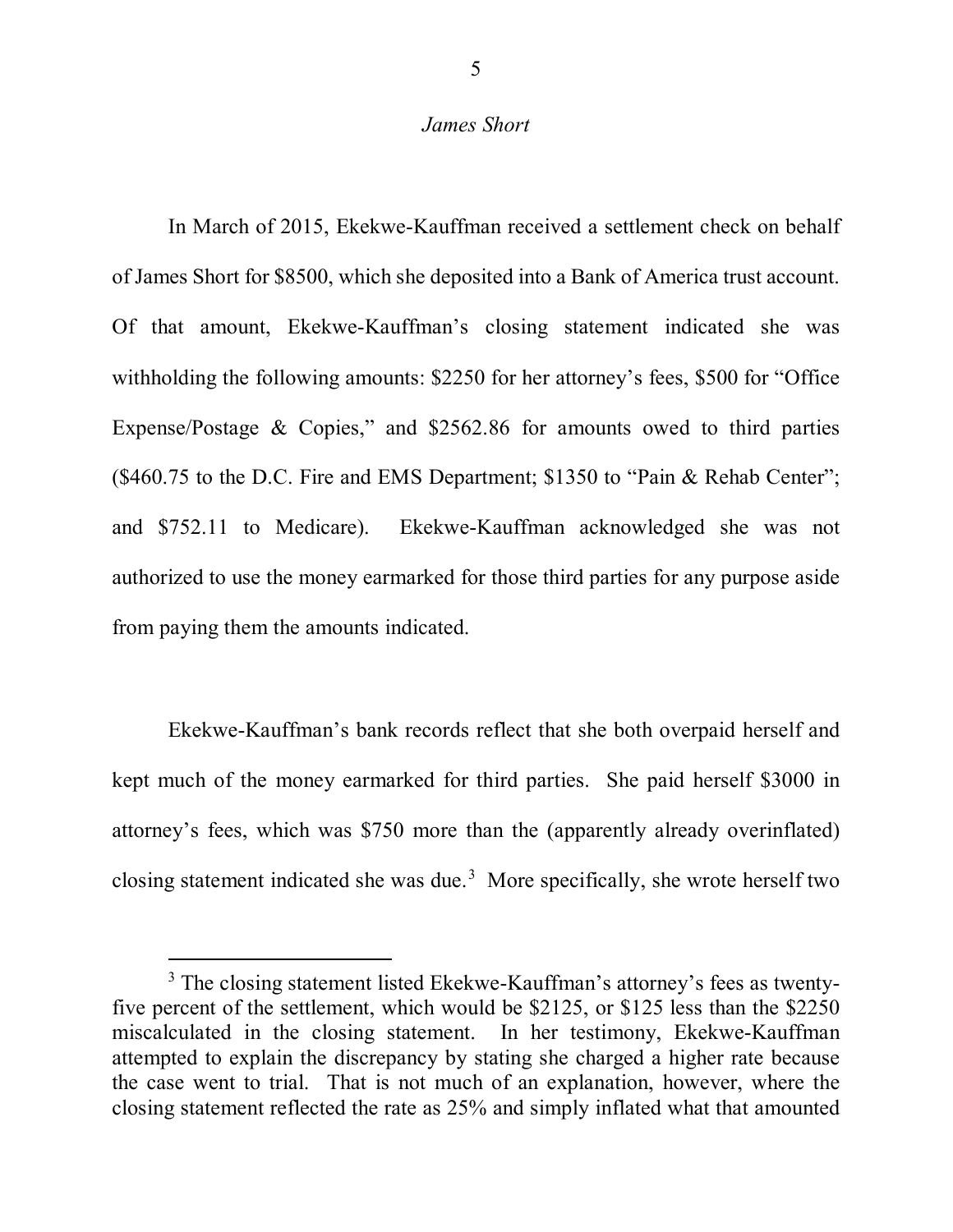*James Short*

In March of 2015, Ekekwe-Kauffman received a settlement check on behalf of James Short for $8500, which she deposited into a Bank of America trust account. Of that amount, Ekekwe-Kauffman's closing statement indicated she was withholding the following amounts: $2250 for her attorney's fees, $500 for "Office Expense/Postage & Copies," and $2562.86 for amounts owed to third parties ($460.75 to the D.C. Fire and EMS Department; $1350 to "Pain & Rehab Center"; and $752.11 to Medicare). Ekekwe-Kauffman acknowledged she was not authorized to use the money earmarked for those third parties for any purpose aside from paying them the amounts indicated.

Ekekwe-Kauffman's bank records reflect that she both overpaid herself and kept much of the money earmarked for third parties. She paid herself $3000 in attorney's fees, which was $750 more than the (apparently already overinflated) closing statement indicated she was due.[3] More specifically, she wrote herself two

[3] The closing statement listed Ekekwe-Kauffman's attorney's fees as twenty-five percent of the settlement, which would be $2125, or $125 less than the $2250 miscalculated in the closing statement. In her testimony, Ekekwe-Kauffman attempted to explain the discrepancy by stating she charged a higher rate because the case went to trial. That is not much of an explanation, however, where the closing statement reflected the rate as 25% and simply inflated what that amounted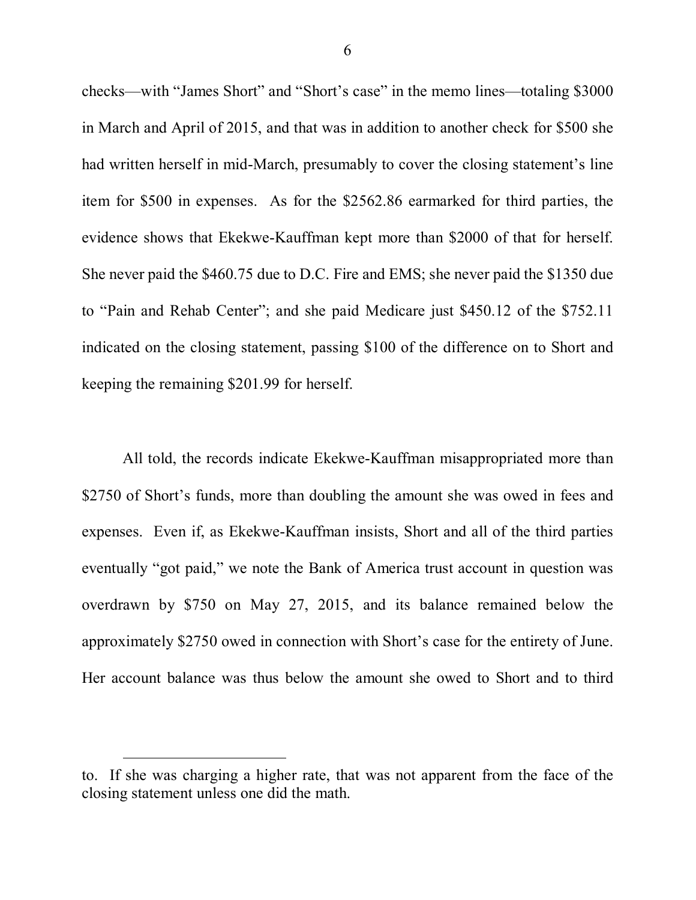checks—with "James Short" and "Short's case" in the memo lines—totaling $3000 in March and April of 2015, and that was in addition to another check for $500 she had written herself in mid-March, presumably to cover the closing statement's line item for $500 in expenses. As for the $2562.86 earmarked for third parties, the evidence shows that Ekekwe-Kauffman kept more than $2000 of that for herself. She never paid the $460.75 due to D.C. Fire and EMS; she never paid the $1350 due to "Pain and Rehab Center"; and she paid Medicare just $450.12 of the $752.11 indicated on the closing statement, passing $100 of the difference on to Short and keeping the remaining $201.99 for herself.

All told, the records indicate Ekekwe-Kauffman misappropriated more than $2750 of Short's funds, more than doubling the amount she was owed in fees and expenses. Even if, as Ekekwe-Kauffman insists, Short and all of the third parties eventually "got paid," we note the Bank of America trust account in question was overdrawn by $750 on May 27, 2015, and its balance remained below the approximately $2750 owed in connection with Short's case for the entirety of June. Her account balance was thus below the amount she owed to Short and to third

---

to. If she was charging a higher rate, that was not apparent from the face of the closing statement unless one did the math.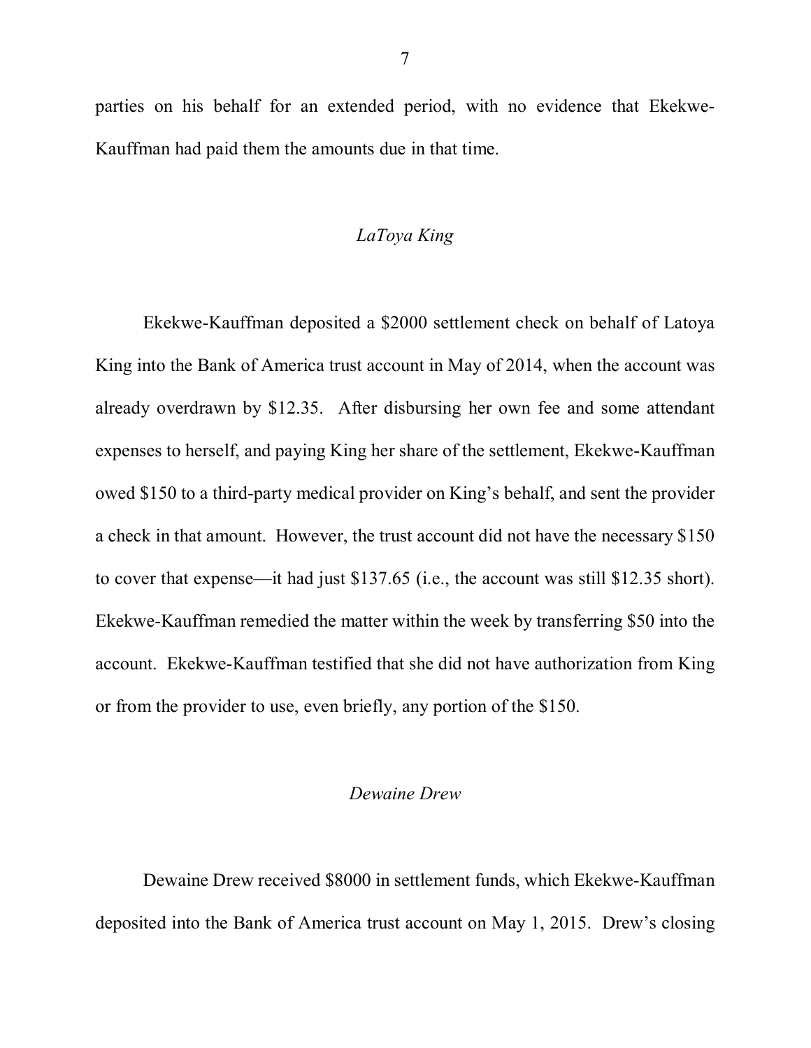parties on his behalf for an extended period, with no evidence that Ekekwe-Kauffman had paid them the amounts due in that time.

*LaToya King*

Ekekwe-Kauffman deposited a $2000 settlement check on behalf of Latoya King into the Bank of America trust account in May of 2014, when the account was already overdrawn by $12.35. After disbursing her own fee and some attendant expenses to herself, and paying King her share of the settlement, Ekekwe-Kauffman owed $150 to a third-party medical provider on King's behalf, and sent the provider a check in that amount. However, the trust account did not have the necessary $150 to cover that expense—it had just $137.65 (i.e., the account was still $12.35 short). Ekekwe-Kauffman remedied the matter within the week by transferring $50 into the account. Ekekwe-Kauffman testified that she did not have authorization from King or from the provider to use, even briefly, any portion of the $150.

*Dewaine Drew*

Dewaine Drew received $8000 in settlement funds, which Ekekwe-Kauffman deposited into the Bank of America trust account on May 1, 2015. Drew's closing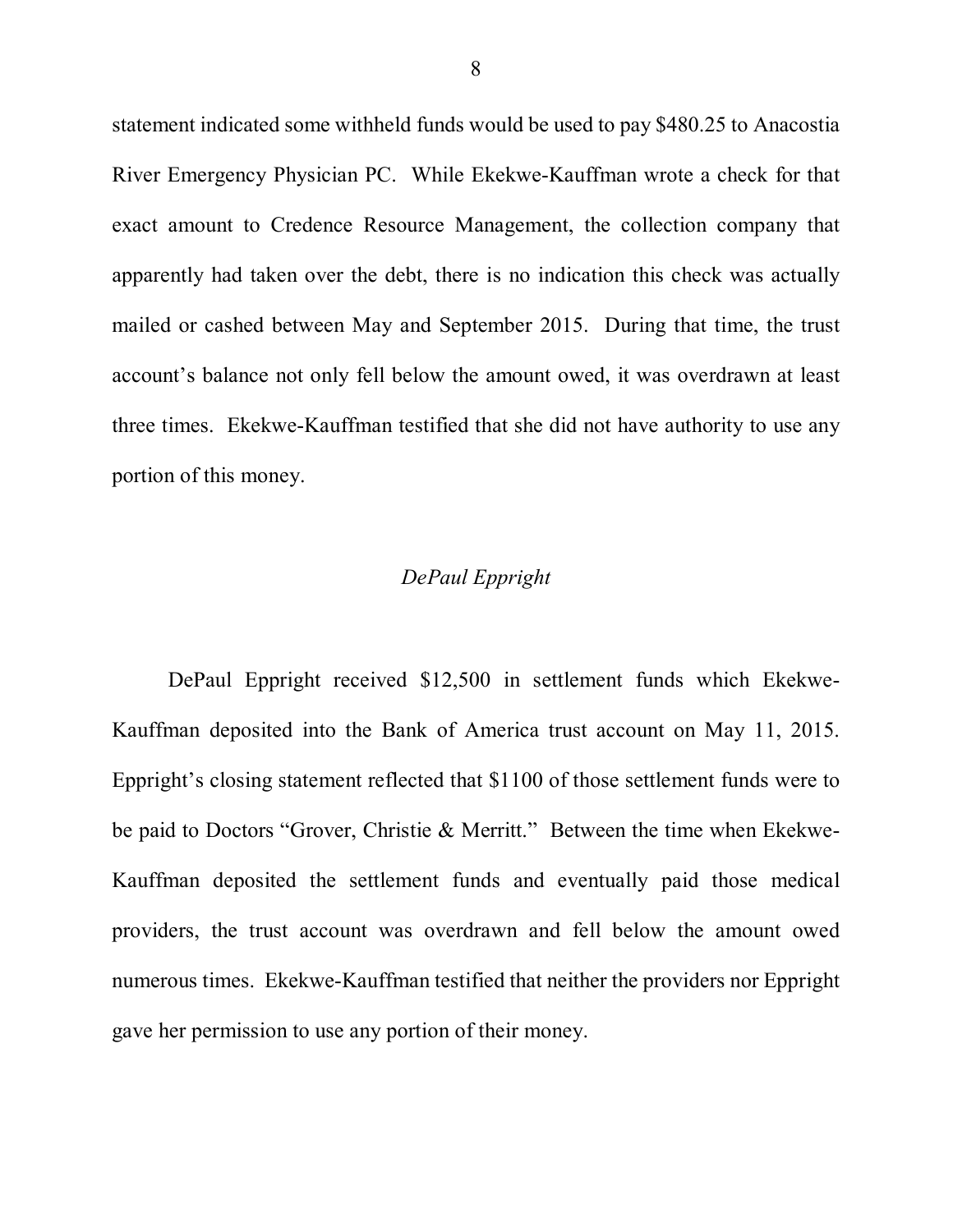statement indicated some withheld funds would be used to pay $480.25 to Anacostia River Emergency Physician PC. While Ekekwe-Kauffman wrote a check for that exact amount to Credence Resource Management, the collection company that apparently had taken over the debt, there is no indication this check was actually mailed or cashed between May and September 2015. During that time, the trust account's balance not only fell below the amount owed, it was overdrawn at least three times. Ekekwe-Kauffman testified that she did not have authority to use any portion of this money.

*DePaul Eppright*

DePaul Eppright received $12,500 in settlement funds which Ekekwe-Kauffman deposited into the Bank of America trust account on May 11, 2015. Eppright's closing statement reflected that $1100 of those settlement funds were to be paid to Doctors "Grover, Christie & Merritt." Between the time when Ekekwe-Kauffman deposited the settlement funds and eventually paid those medical providers, the trust account was overdrawn and fell below the amount owed numerous times. Ekekwe-Kauffman testified that neither the providers nor Eppright gave her permission to use any portion of their money.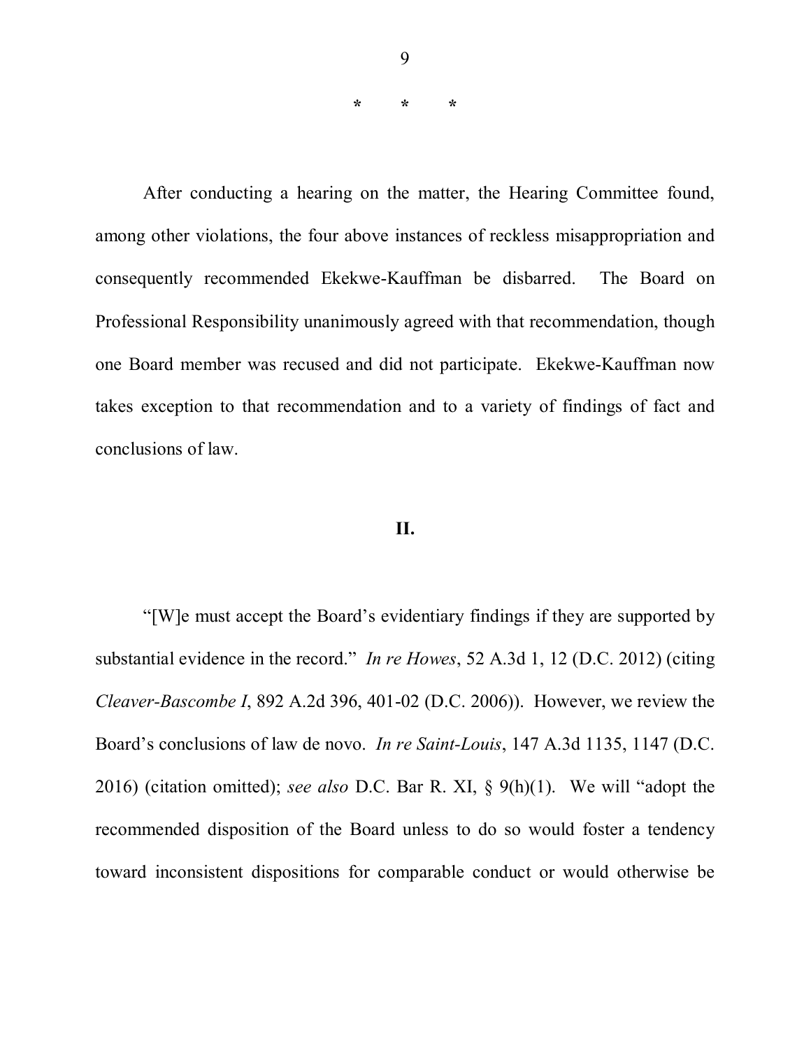\*　　\*　　\*

After conducting a hearing on the matter, the Hearing Committee found, among other violations, the four above instances of reckless misappropriation and consequently recommended Ekekwe-Kauffman be disbarred. The Board on Professional Responsibility unanimously agreed with that recommendation, though one Board member was recused and did not participate. Ekekwe-Kauffman now takes exception to that recommendation and to a variety of findings of fact and conclusions of law.

## II.

"[W]e must accept the Board's evidentiary findings if they are supported by substantial evidence in the record." *In re Howes*, 52 A.3d 1, 12 (D.C. 2012) (citing *Cleaver-Bascombe I*, 892 A.2d 396, 401-02 (D.C. 2006)). However, we review the Board's conclusions of law de novo. *In re Saint-Louis*, 147 A.3d 1135, 1147 (D.C. 2016) (citation omitted); *see also* D.C. Bar R. XI, § 9(h)(1). We will "adopt the recommended disposition of the Board unless to do so would foster a tendency toward inconsistent dispositions for comparable conduct or would otherwise be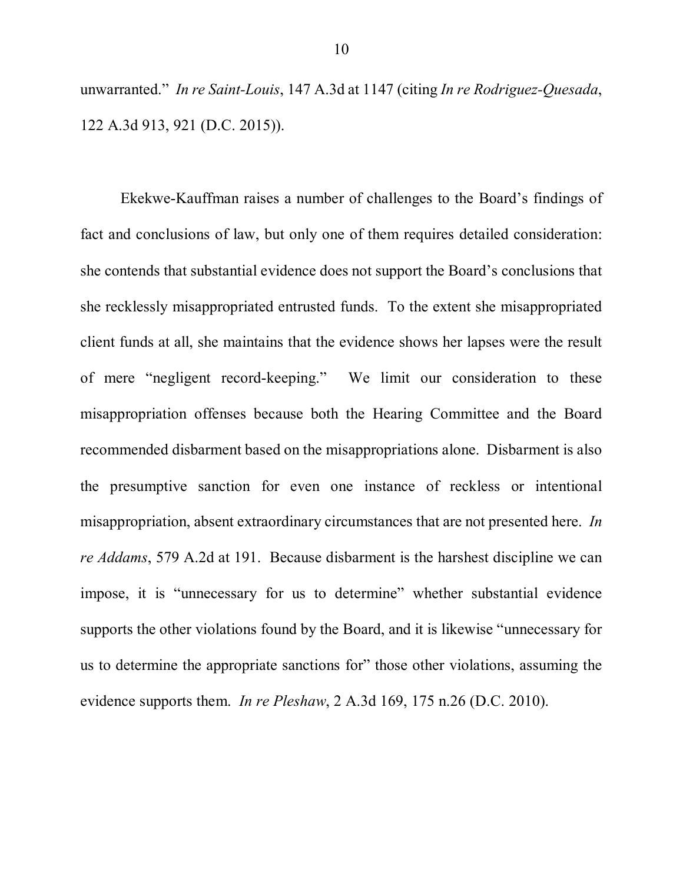unwarranted." *In re Saint-Louis*, 147 A.3d at 1147 (citing *In re Rodriguez-Quesada*, 122 A.3d 913, 921 (D.C. 2015)).

Ekekwe-Kauffman raises a number of challenges to the Board's findings of fact and conclusions of law, but only one of them requires detailed consideration: she contends that substantial evidence does not support the Board's conclusions that she recklessly misappropriated entrusted funds. To the extent she misappropriated client funds at all, she maintains that the evidence shows her lapses were the result of mere "negligent record-keeping." We limit our consideration to these misappropriation offenses because both the Hearing Committee and the Board recommended disbarment based on the misappropriations alone. Disbarment is also the presumptive sanction for even one instance of reckless or intentional misappropriation, absent extraordinary circumstances that are not presented here. *In re Addams*, 579 A.2d at 191. Because disbarment is the harshest discipline we can impose, it is "unnecessary for us to determine" whether substantial evidence supports the other violations found by the Board, and it is likewise "unnecessary for us to determine the appropriate sanctions for" those other violations, assuming the evidence supports them. *In re Pleshaw*, 2 A.3d 169, 175 n.26 (D.C. 2010).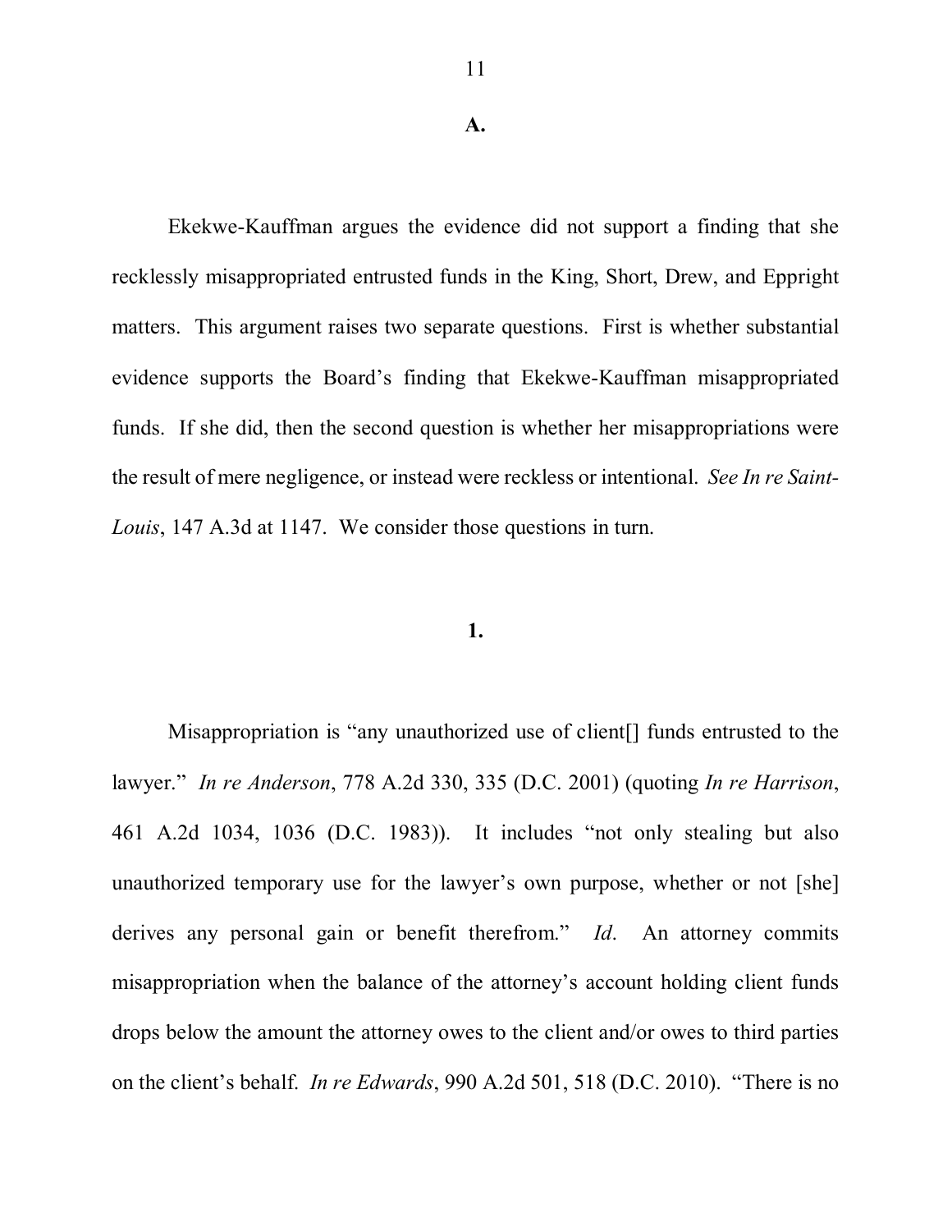**A.**

Ekekwe-Kauffman argues the evidence did not support a finding that she recklessly misappropriated entrusted funds in the King, Short, Drew, and Eppright matters. This argument raises two separate questions. First is whether substantial evidence supports the Board's finding that Ekekwe-Kauffman misappropriated funds. If she did, then the second question is whether her misappropriations were the result of mere negligence, or instead were reckless or intentional. *See In re Saint-Louis*, 147 A.3d at 1147. We consider those questions in turn.

**1.**

Misappropriation is "any unauthorized use of client[] funds entrusted to the lawyer." *In re Anderson*, 778 A.2d 330, 335 (D.C. 2001) (quoting *In re Harrison*, 461 A.2d 1034, 1036 (D.C. 1983)). It includes "not only stealing but also unauthorized temporary use for the lawyer's own purpose, whether or not [she] derives any personal gain or benefit therefrom." *Id*. An attorney commits misappropriation when the balance of the attorney's account holding client funds drops below the amount the attorney owes to the client and/or owes to third parties on the client's behalf. *In re Edwards*, 990 A.2d 501, 518 (D.C. 2010). "There is no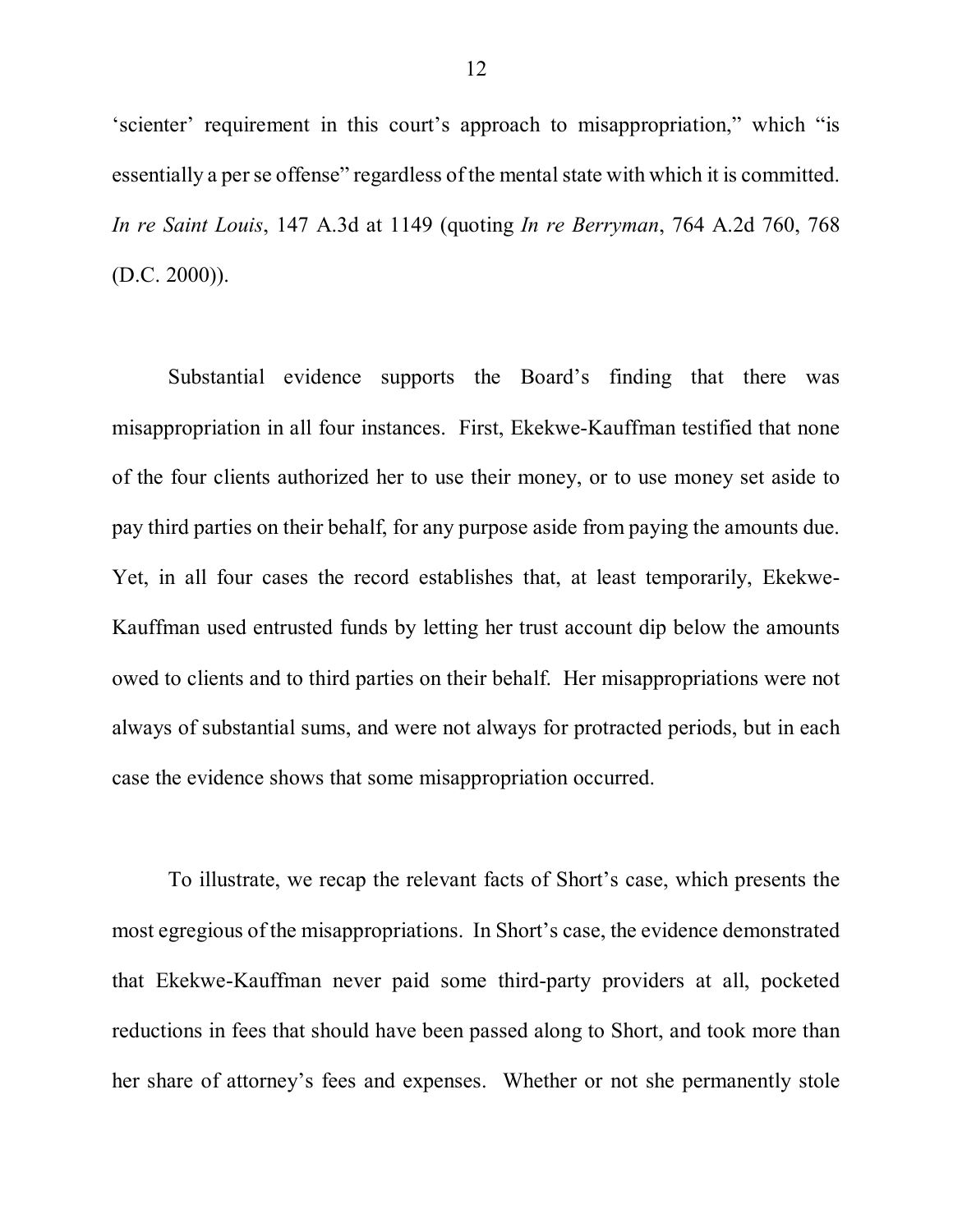'scienter' requirement in this court's approach to misappropriation," which "is essentially a per se offense" regardless of the mental state with which it is committed. *In re Saint Louis*, 147 A.3d at 1149 (quoting *In re Berryman*, 764 A.2d 760, 768 (D.C. 2000)).

Substantial evidence supports the Board's finding that there was misappropriation in all four instances. First, Ekekwe-Kauffman testified that none of the four clients authorized her to use their money, or to use money set aside to pay third parties on their behalf, for any purpose aside from paying the amounts due. Yet, in all four cases the record establishes that, at least temporarily, Ekekwe-Kauffman used entrusted funds by letting her trust account dip below the amounts owed to clients and to third parties on their behalf. Her misappropriations were not always of substantial sums, and were not always for protracted periods, but in each case the evidence shows that some misappropriation occurred.

To illustrate, we recap the relevant facts of Short's case, which presents the most egregious of the misappropriations. In Short's case, the evidence demonstrated that Ekekwe-Kauffman never paid some third-party providers at all, pocketed reductions in fees that should have been passed along to Short, and took more than her share of attorney's fees and expenses. Whether or not she permanently stole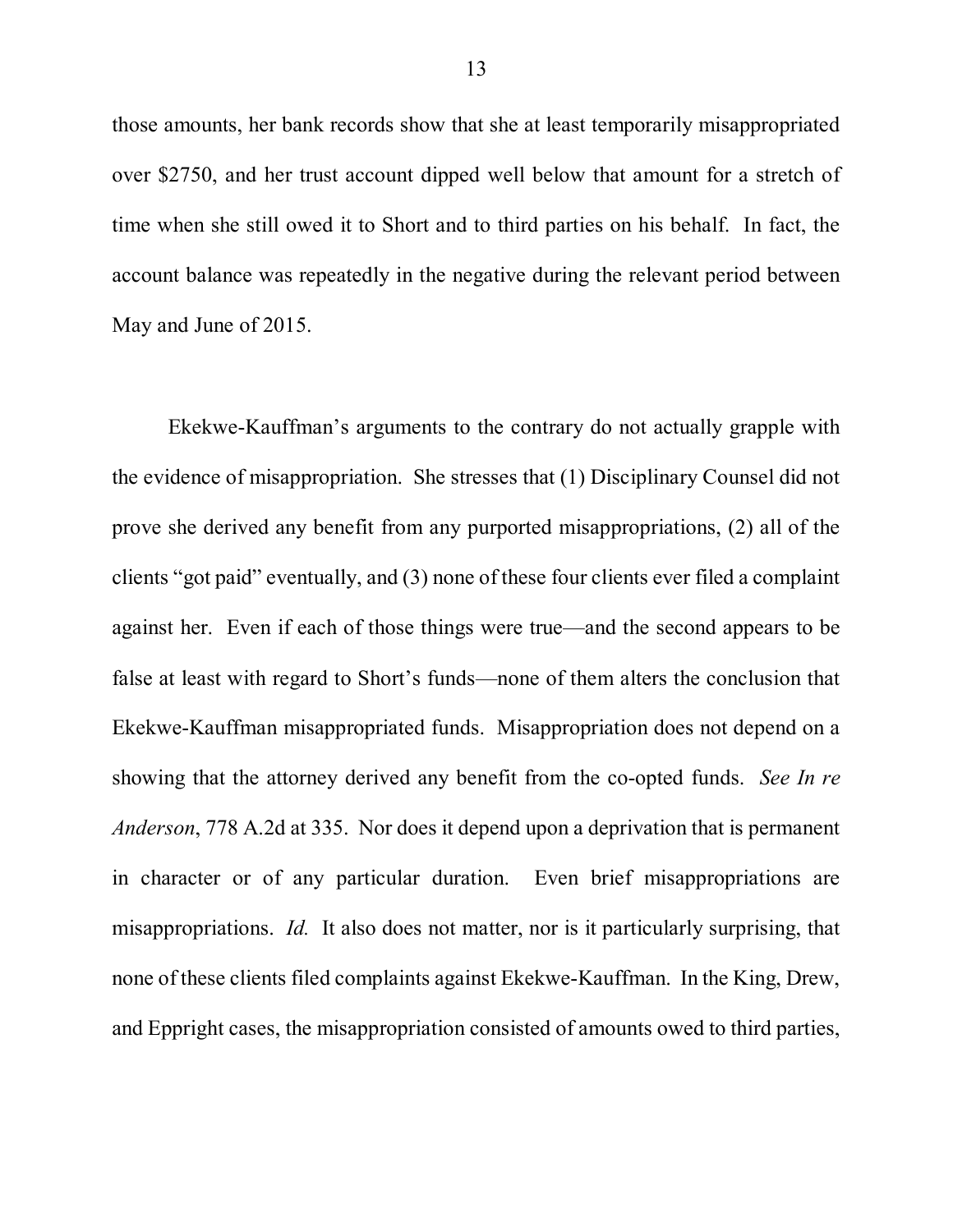those amounts, her bank records show that she at least temporarily misappropriated over $2750, and her trust account dipped well below that amount for a stretch of time when she still owed it to Short and to third parties on his behalf. In fact, the account balance was repeatedly in the negative during the relevant period between May and June of 2015.

Ekekwe-Kauffman's arguments to the contrary do not actually grapple with the evidence of misappropriation. She stresses that (1) Disciplinary Counsel did not prove she derived any benefit from any purported misappropriations, (2) all of the clients "got paid" eventually, and (3) none of these four clients ever filed a complaint against her. Even if each of those things were true—and the second appears to be false at least with regard to Short's funds—none of them alters the conclusion that Ekekwe-Kauffman misappropriated funds. Misappropriation does not depend on a showing that the attorney derived any benefit from the co-opted funds. *See In re Anderson*, 778 A.2d at 335. Nor does it depend upon a deprivation that is permanent in character or of any particular duration. Even brief misappropriations are misappropriations. *Id.* It also does not matter, nor is it particularly surprising, that none of these clients filed complaints against Ekekwe-Kauffman. In the King, Drew, and Eppright cases, the misappropriation consisted of amounts owed to third parties,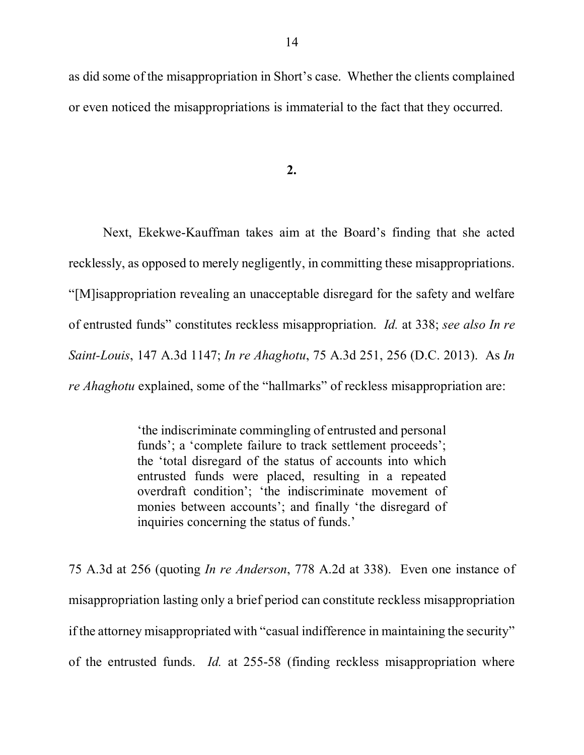as did some of the misappropriation in Short's case. Whether the clients complained or even noticed the misappropriations is immaterial to the fact that they occurred.

**2.**

Next, Ekekwe-Kauffman takes aim at the Board's finding that she acted recklessly, as opposed to merely negligently, in committing these misappropriations. "[M]isappropriation revealing an unacceptable disregard for the safety and welfare of entrusted funds" constitutes reckless misappropriation. *Id.* at 338; *see also In re Saint-Louis*, 147 A.3d 1147; *In re Ahaghotu*, 75 A.3d 251, 256 (D.C. 2013). As *In re Ahaghotu* explained, some of the "hallmarks" of reckless misappropriation are:

> 'the indiscriminate commingling of entrusted and personal funds'; a 'complete failure to track settlement proceeds'; the 'total disregard of the status of accounts into which entrusted funds were placed, resulting in a repeated overdraft condition'; 'the indiscriminate movement of monies between accounts'; and finally 'the disregard of inquiries concerning the status of funds.'

75 A.3d at 256 (quoting *In re Anderson*, 778 A.2d at 338). Even one instance of misappropriation lasting only a brief period can constitute reckless misappropriation if the attorney misappropriated with "casual indifference in maintaining the security" of the entrusted funds. *Id.* at 255-58 (finding reckless misappropriation where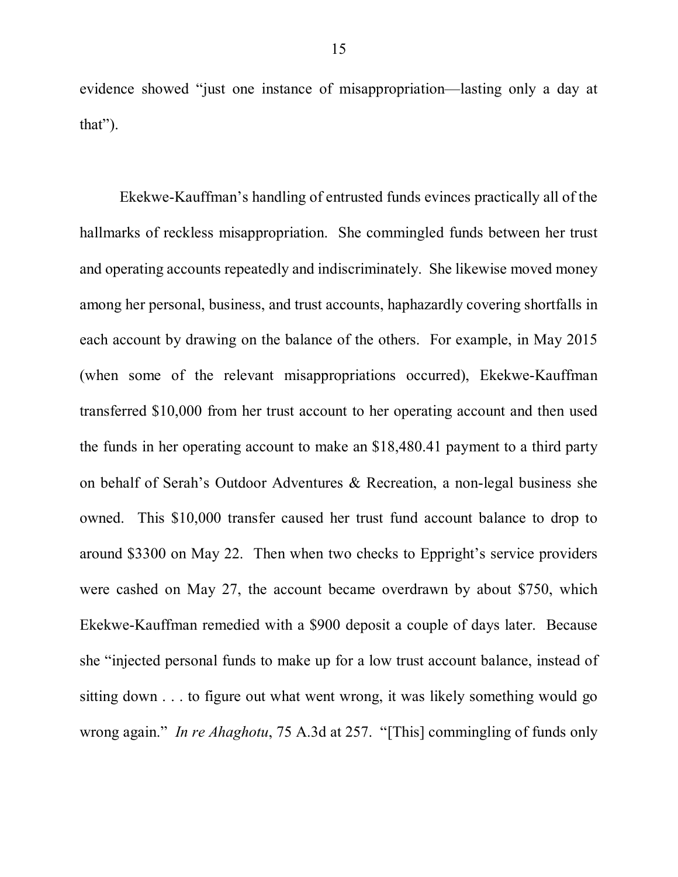evidence showed "just one instance of misappropriation—lasting only a day at that").

Ekekwe-Kauffman's handling of entrusted funds evinces practically all of the hallmarks of reckless misappropriation. She commingled funds between her trust and operating accounts repeatedly and indiscriminately. She likewise moved money among her personal, business, and trust accounts, haphazardly covering shortfalls in each account by drawing on the balance of the others. For example, in May 2015 (when some of the relevant misappropriations occurred), Ekekwe-Kauffman transferred $10,000 from her trust account to her operating account and then used the funds in her operating account to make an $18,480.41 payment to a third party on behalf of Serah's Outdoor Adventures & Recreation, a non-legal business she owned. This $10,000 transfer caused her trust fund account balance to drop to around $3300 on May 22. Then when two checks to Eppright's service providers were cashed on May 27, the account became overdrawn by about $750, which Ekekwe-Kauffman remedied with a $900 deposit a couple of days later. Because she "injected personal funds to make up for a low trust account balance, instead of sitting down . . . to figure out what went wrong, it was likely something would go wrong again." *In re Ahaghotu*, 75 A.3d at 257. "[This] commingling of funds only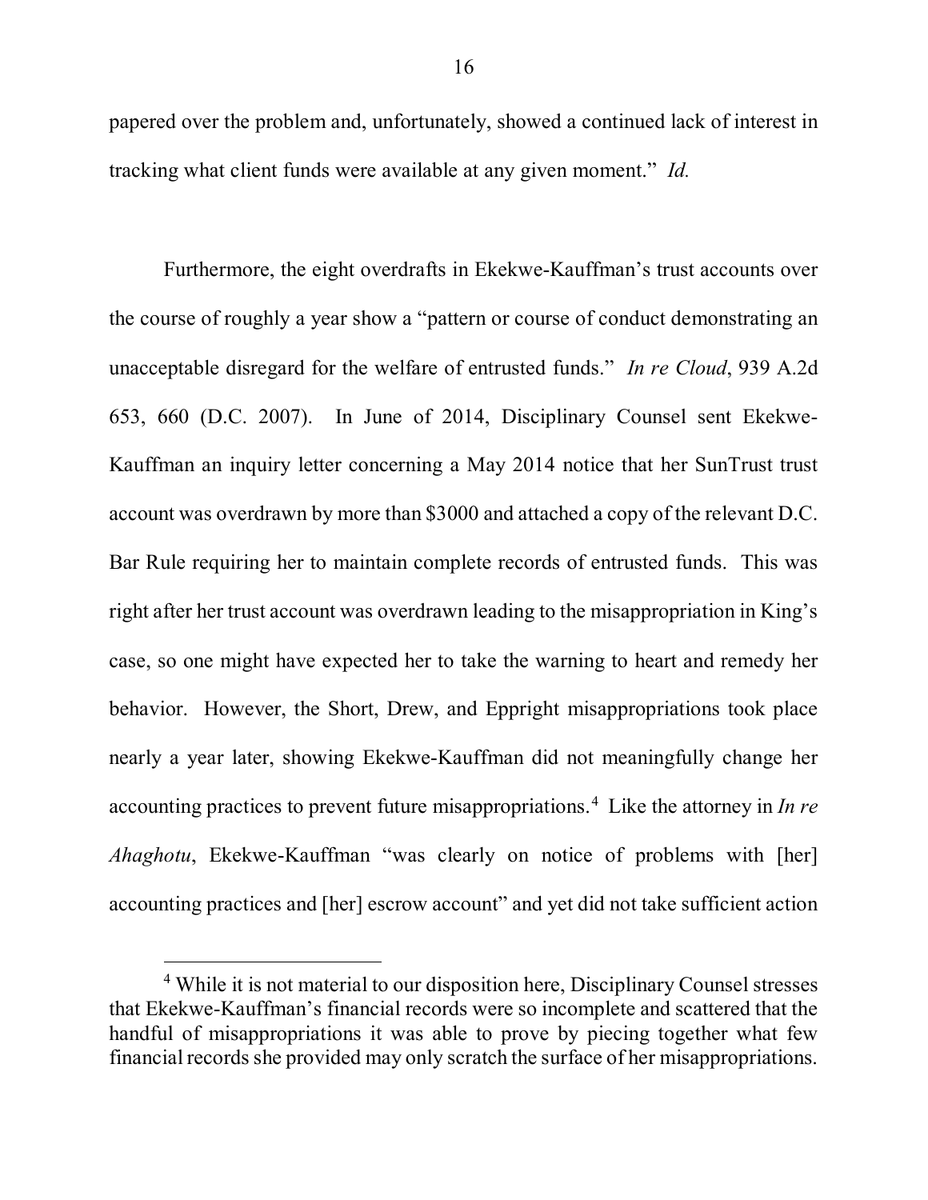papered over the problem and, unfortunately, showed a continued lack of interest in tracking what client funds were available at any given moment." *Id.*

Furthermore, the eight overdrafts in Ekekwe-Kauffman's trust accounts over the course of roughly a year show a "pattern or course of conduct demonstrating an unacceptable disregard for the welfare of entrusted funds." *In re Cloud*, 939 A.2d 653, 660 (D.C. 2007). In June of 2014, Disciplinary Counsel sent Ekekwe-Kauffman an inquiry letter concerning a May 2014 notice that her SunTrust trust account was overdrawn by more than $3000 and attached a copy of the relevant D.C. Bar Rule requiring her to maintain complete records of entrusted funds. This was right after her trust account was overdrawn leading to the misappropriation in King's case, so one might have expected her to take the warning to heart and remedy her behavior. However, the Short, Drew, and Eppright misappropriations took place nearly a year later, showing Ekekwe-Kauffman did not meaningfully change her accounting practices to prevent future misappropriations.[4] Like the attorney in *In re Ahaghotu*, Ekekwe-Kauffman "was clearly on notice of problems with [her] accounting practices and [her] escrow account" and yet did not take sufficient action

[4] While it is not material to our disposition here, Disciplinary Counsel stresses that Ekekwe-Kauffman's financial records were so incomplete and scattered that the handful of misappropriations it was able to prove by piecing together what few financial records she provided may only scratch the surface of her misappropriations.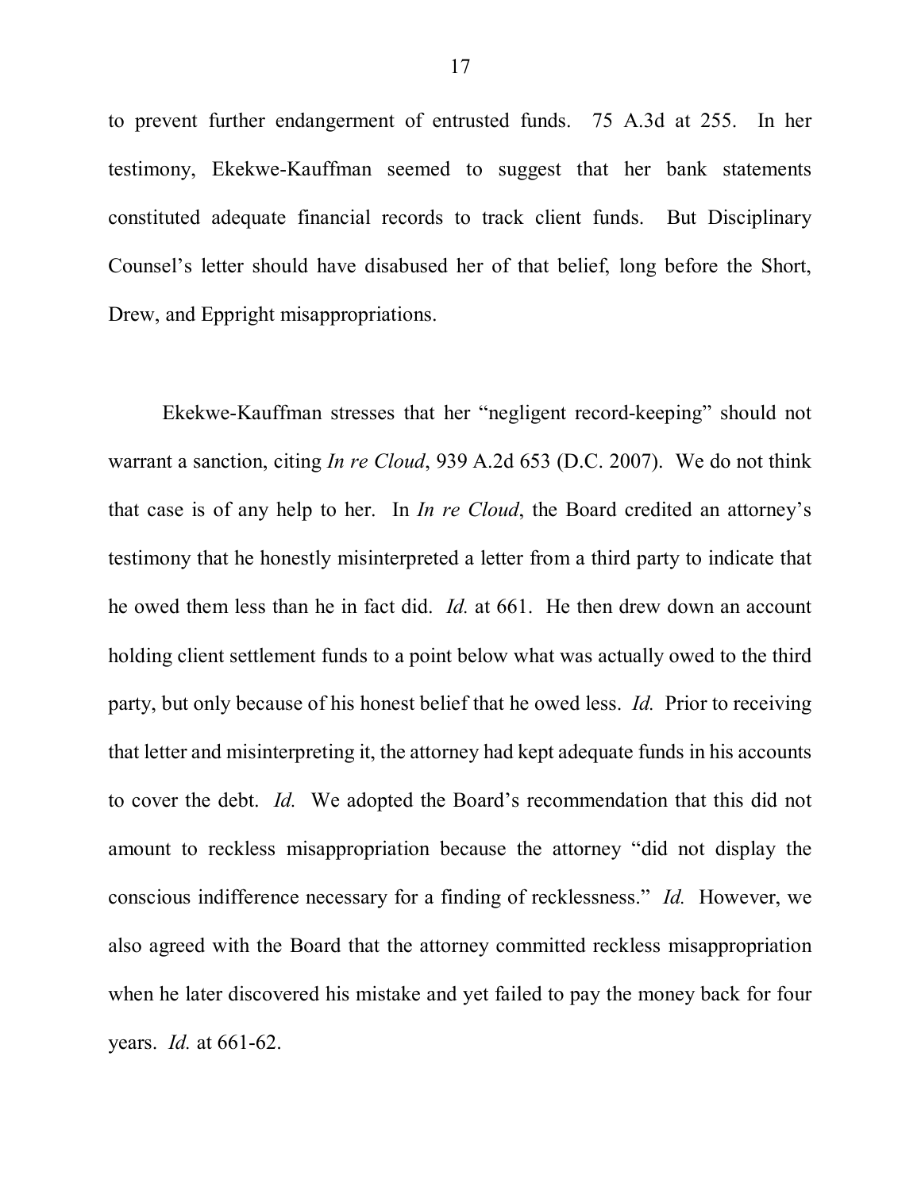to prevent further endangerment of entrusted funds. 75 A.3d at 255. In her testimony, Ekekwe-Kauffman seemed to suggest that her bank statements constituted adequate financial records to track client funds. But Disciplinary Counsel's letter should have disabused her of that belief, long before the Short, Drew, and Eppright misappropriations.

Ekekwe-Kauffman stresses that her "negligent record-keeping" should not warrant a sanction, citing *In re Cloud*, 939 A.2d 653 (D.C. 2007). We do not think that case is of any help to her. In *In re Cloud*, the Board credited an attorney's testimony that he honestly misinterpreted a letter from a third party to indicate that he owed them less than he in fact did. *Id.* at 661. He then drew down an account holding client settlement funds to a point below what was actually owed to the third party, but only because of his honest belief that he owed less. *Id.* Prior to receiving that letter and misinterpreting it, the attorney had kept adequate funds in his accounts to cover the debt. *Id.* We adopted the Board's recommendation that this did not amount to reckless misappropriation because the attorney "did not display the conscious indifference necessary for a finding of recklessness." *Id.* However, we also agreed with the Board that the attorney committed reckless misappropriation when he later discovered his mistake and yet failed to pay the money back for four years. *Id.* at 661-62.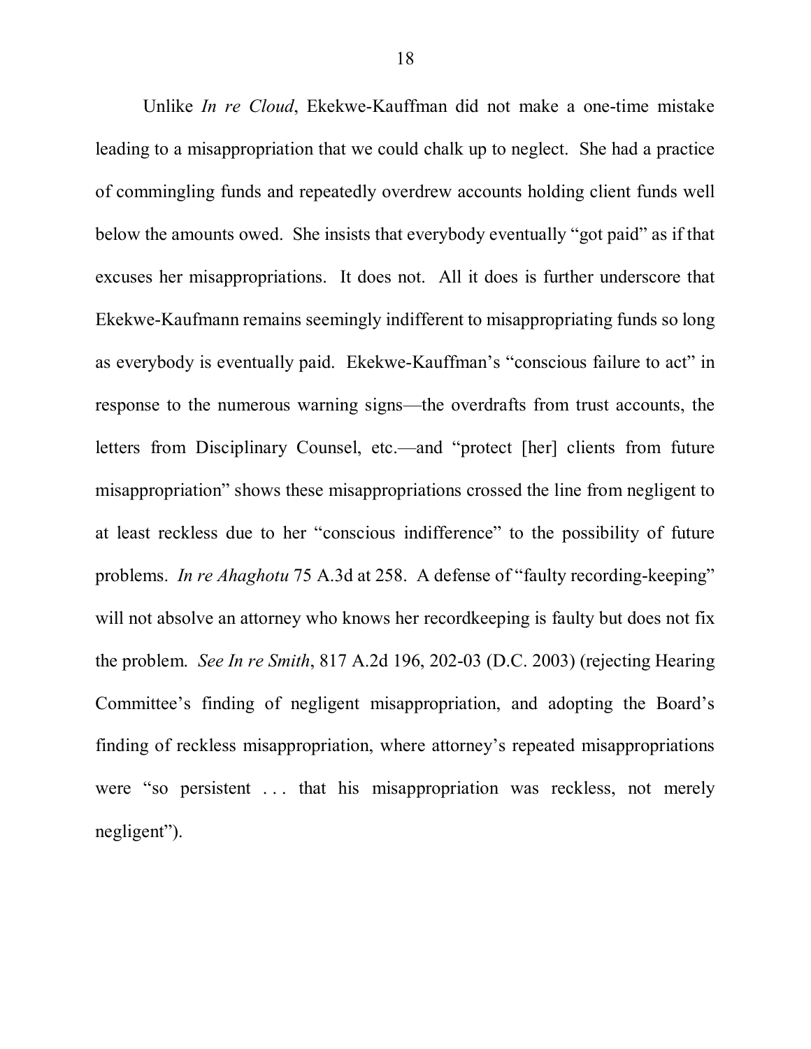Unlike *In re Cloud*, Ekekwe-Kauffman did not make a one-time mistake leading to a misappropriation that we could chalk up to neglect. She had a practice of commingling funds and repeatedly overdrew accounts holding client funds well below the amounts owed. She insists that everybody eventually "got paid" as if that excuses her misappropriations. It does not. All it does is further underscore that Ekekwe-Kaufmann remains seemingly indifferent to misappropriating funds so long as everybody is eventually paid. Ekekwe-Kauffman's "conscious failure to act" in response to the numerous warning signs—the overdrafts from trust accounts, the letters from Disciplinary Counsel, etc.—and "protect [her] clients from future misappropriation" shows these misappropriations crossed the line from negligent to at least reckless due to her "conscious indifference" to the possibility of future problems. *In re Ahaghotu* 75 A.3d at 258. A defense of "faulty recording-keeping" will not absolve an attorney who knows her recordkeeping is faulty but does not fix the problem. *See In re Smith*, 817 A.2d 196, 202-03 (D.C. 2003) (rejecting Hearing Committee's finding of negligent misappropriation, and adopting the Board's finding of reckless misappropriation, where attorney's repeated misappropriations were "so persistent . . . that his misappropriation was reckless, not merely negligent").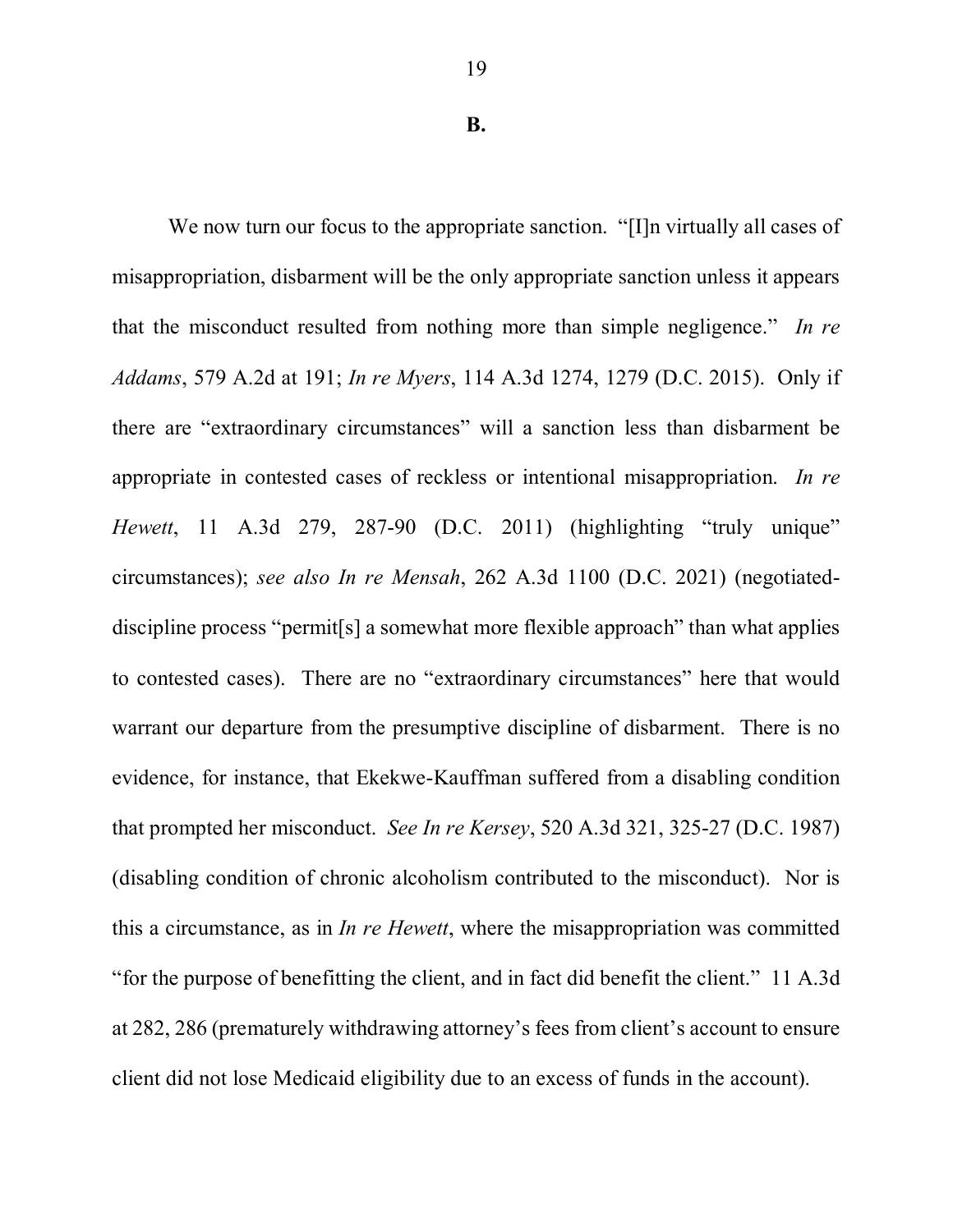## B.

We now turn our focus to the appropriate sanction. "[I]n virtually all cases of misappropriation, disbarment will be the only appropriate sanction unless it appears that the misconduct resulted from nothing more than simple negligence." *In re Addams*, 579 A.2d at 191; *In re Myers*, 114 A.3d 1274, 1279 (D.C. 2015). Only if there are "extraordinary circumstances" will a sanction less than disbarment be appropriate in contested cases of reckless or intentional misappropriation. *In re Hewett*, 11 A.3d 279, 287-90 (D.C. 2011) (highlighting "truly unique" circumstances); *see also In re Mensah*, 262 A.3d 1100 (D.C. 2021) (negotiated-discipline process "permit[s] a somewhat more flexible approach" than what applies to contested cases). There are no "extraordinary circumstances" here that would warrant our departure from the presumptive discipline of disbarment. There is no evidence, for instance, that Ekekwe-Kauffman suffered from a disabling condition that prompted her misconduct. *See In re Kersey*, 520 A.3d 321, 325-27 (D.C. 1987) (disabling condition of chronic alcoholism contributed to the misconduct). Nor is this a circumstance, as in *In re Hewett*, where the misappropriation was committed "for the purpose of benefitting the client, and in fact did benefit the client." 11 A.3d at 282, 286 (prematurely withdrawing attorney's fees from client's account to ensure client did not lose Medicaid eligibility due to an excess of funds in the account).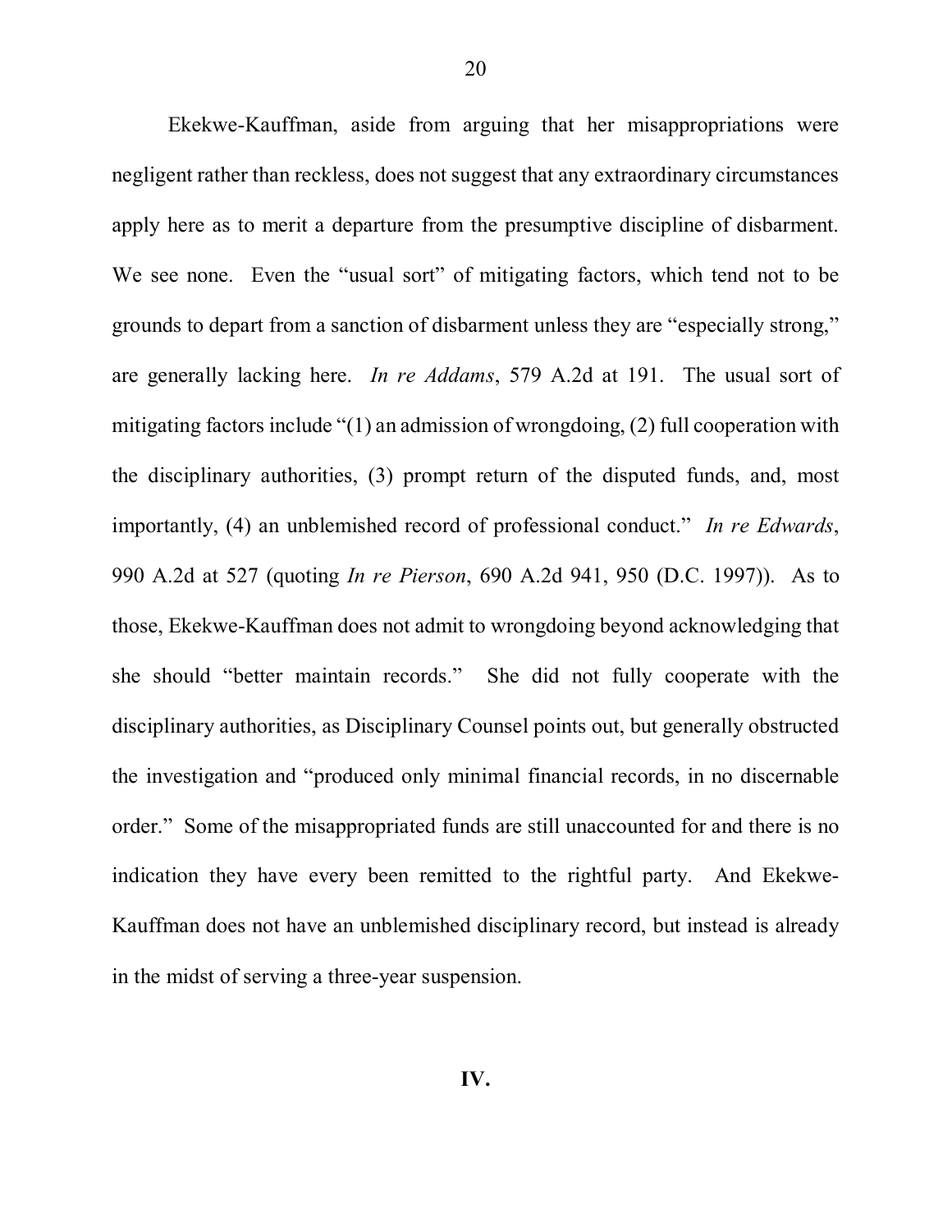Ekekwe-Kauffman, aside from arguing that her misappropriations were negligent rather than reckless, does not suggest that any extraordinary circumstances apply here as to merit a departure from the presumptive discipline of disbarment. We see none. Even the "usual sort" of mitigating factors, which tend not to be grounds to depart from a sanction of disbarment unless they are "especially strong," are generally lacking here. *In re Addams*, 579 A.2d at 191. The usual sort of mitigating factors include "(1) an admission of wrongdoing, (2) full cooperation with the disciplinary authorities, (3) prompt return of the disputed funds, and, most importantly, (4) an unblemished record of professional conduct." *In re Edwards*, 990 A.2d at 527 (quoting *In re Pierson*, 690 A.2d 941, 950 (D.C. 1997)). As to those, Ekekwe-Kauffman does not admit to wrongdoing beyond acknowledging that she should "better maintain records." She did not fully cooperate with the disciplinary authorities, as Disciplinary Counsel points out, but generally obstructed the investigation and "produced only minimal financial records, in no discernable order." Some of the misappropriated funds are still unaccounted for and there is no indication they have every been remitted to the rightful party. And Ekekwe-Kauffman does not have an unblemished disciplinary record, but instead is already in the midst of serving a three-year suspension.

## IV.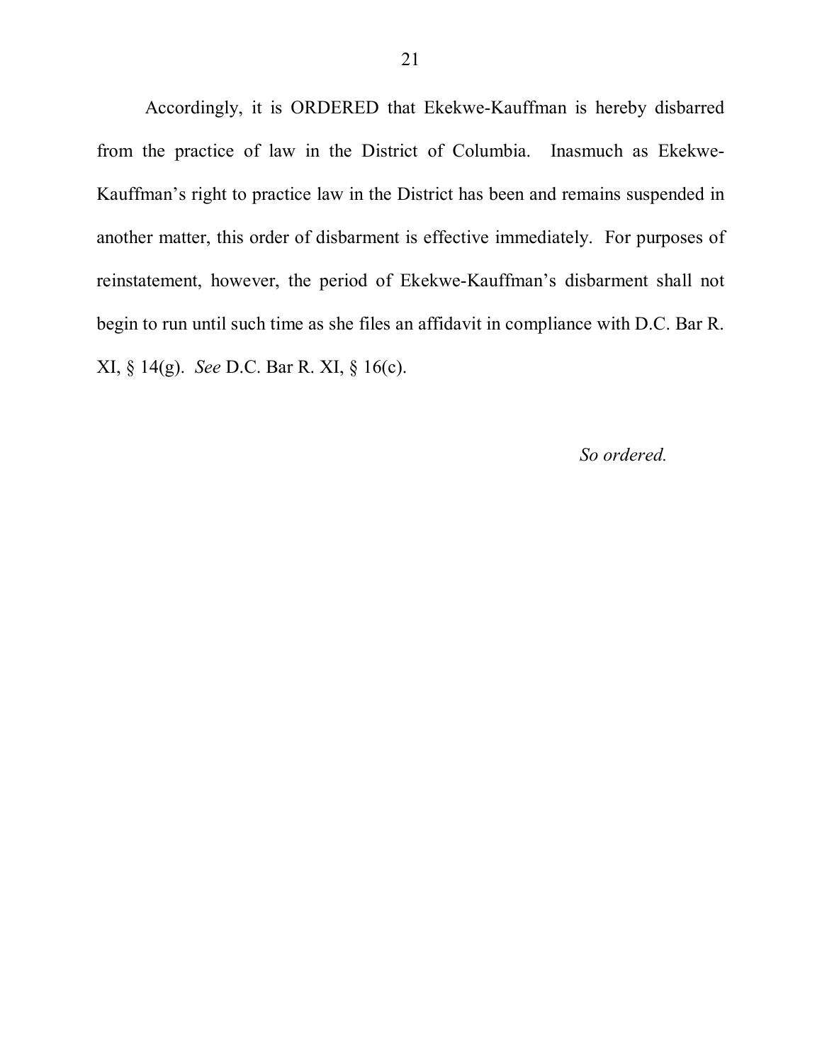Accordingly, it is ORDERED that Ekekwe-Kauffman is hereby disbarred from the practice of law in the District of Columbia. Inasmuch as Ekekwe-Kauffman's right to practice law in the District has been and remains suspended in another matter, this order of disbarment is effective immediately. For purposes of reinstatement, however, the period of Ekekwe-Kauffman's disbarment shall not begin to run until such time as she files an affidavit in compliance with D.C. Bar R. XI, § 14(g). *See* D.C. Bar R. XI, § 16(c).

*So ordered.*